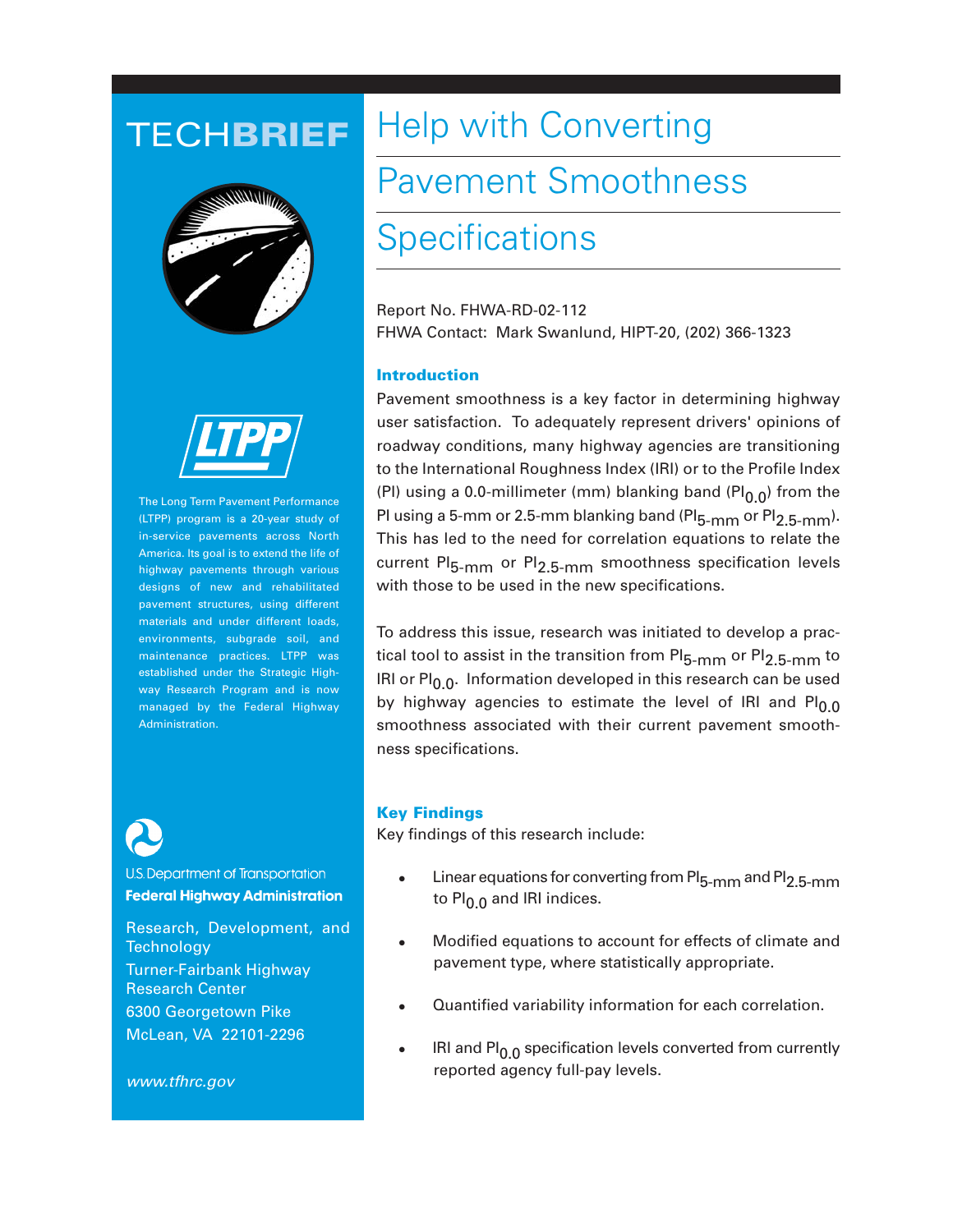# TECHBRIEF

# Help with Converting Pavement Smoothness Specifications

Report No. FHWA-RD-02-112
FHWA Contact: Mark Swanlund, HIPT-20, (202) 366-1323

## Introduction

Pavement smoothness is a key factor in determining highway user satisfaction. To adequately represent drivers' opinions of roadway conditions, many highway agencies are transitioning to the International Roughness Index (IRI) or to the Profile Index (PI) using a 0.0-millimeter (mm) blanking band ($PI_{0.0}$) from the PI using a 5-mm or 2.5-mm blanking band ($PI_{5\text{-mm}}$ or $PI_{2.5\text{-mm}}$). This has led to the need for correlation equations to relate the current $PI_{5\text{-mm}}$ or $PI_{2.5\text{-mm}}$ smoothness specification levels with those to be used in the new specifications.

To address this issue, research was initiated to develop a practical tool to assist in the transition from $PI_{5\text{-mm}}$ or $PI_{2.5\text{-mm}}$ to IRI or $PI_{0.0}$. Information developed in this research can be used by highway agencies to estimate the level of IRI and $PI_{0.0}$ smoothness associated with their current pavement smoothness specifications.

## Key Findings

Key findings of this research include:

- Linear equations for converting from $PI_{5\text{-mm}}$ and $PI_{2.5\text{-mm}}$ to $PI_{0.0}$ and IRI indices.
- Modified equations to account for effects of climate and pavement type, where statistically appropriate.
- Quantified variability information for each correlation.
- IRI and $PI_{0.0}$ specification levels converted from currently reported agency full-pay levels.

LTPP

The Long Term Pavement Performance (LTPP) program is a 20-year study of in-service pavements across North America. Its goal is to extend the life of highway pavements through various designs of new and rehabilitated pavement structures, using different materials and under different loads, environments, subgrade soil, and maintenance practices. LTPP was established under the Strategic Highway Research Program and is now managed by the Federal Highway Administration.

U.S. Department of Transportation
**Federal Highway Administration**

Research, Development, and Technology
Turner-Fairbank Highway Research Center
6300 Georgetown Pike
McLean, VA 22101-2296

*www.tfhrc.gov*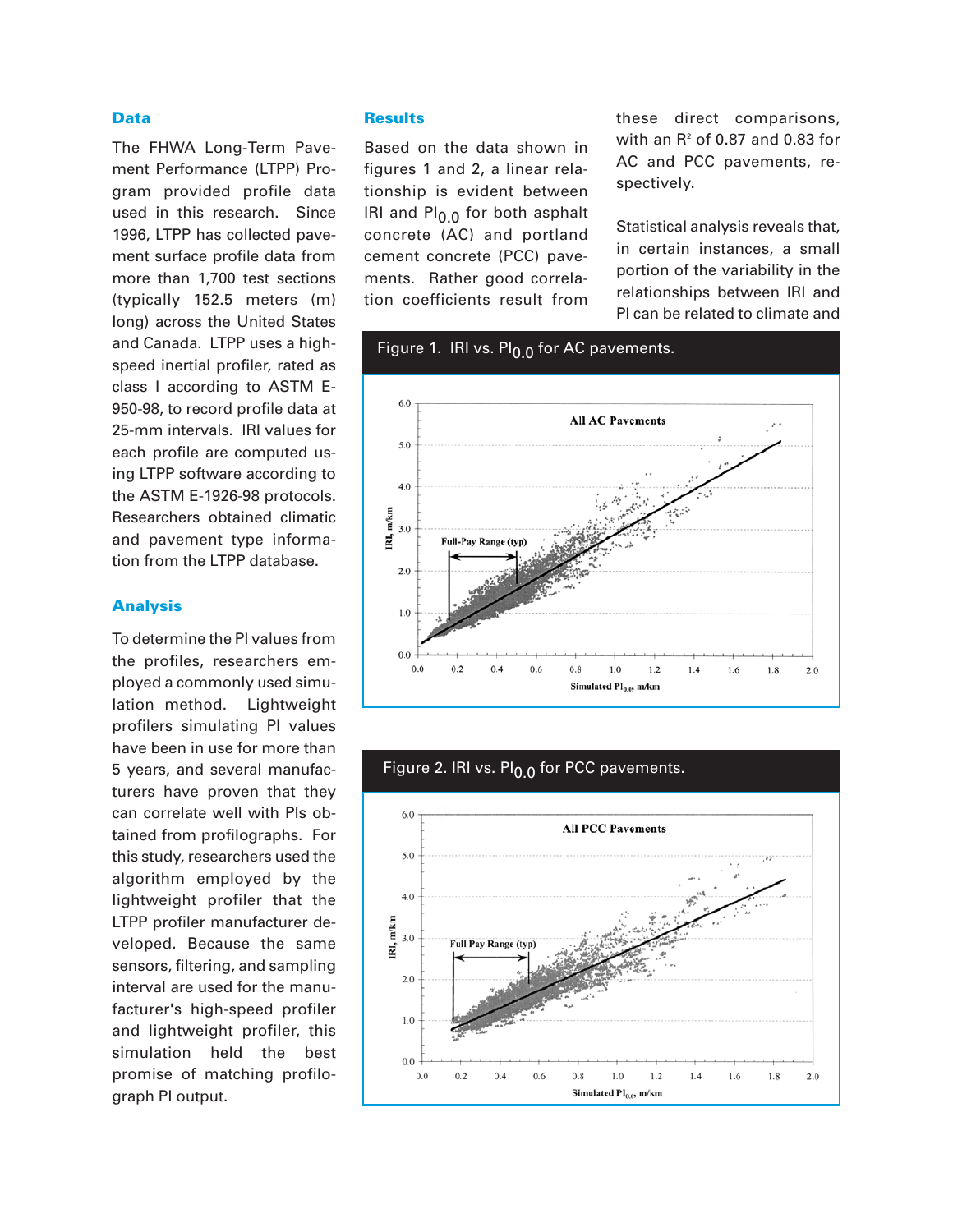## Data

The FHWA Long-Term Pavement Performance (LTPP) Program provided profile data used in this research. Since 1996, LTPP has collected pavement surface profile data from more than 1,700 test sections (typically 152.5 meters (m) long) across the United States and Canada. LTPP uses a high-speed inertial profiler, rated as class I according to ASTM E-950-98, to record profile data at 25-mm intervals. IRI values for each profile are computed using LTPP software according to the ASTM E-1926-98 protocols. Researchers obtained climatic and pavement type information from the LTPP database.

## Analysis

To determine the PI values from the profiles, researchers employed a commonly used simulation method. Lightweight profilers simulating PI values have been in use for more than 5 years, and several manufacturers have proven that they can correlate well with PIs obtained from profilographs. For this study, researchers used the algorithm employed by the lightweight profiler that the LTPP profiler manufacturer developed. Because the same sensors, filtering, and sampling interval are used for the manufacturer's high-speed profiler and lightweight profiler, this simulation held the best promise of matching profilograph PI output.

## Results

Based on the data shown in figures 1 and 2, a linear relationship is evident between IRI and $PI_{0.0}$ for both asphalt concrete (AC) and portland cement concrete (PCC) pavements. Rather good correlation coefficients result from these direct comparisons, with an $R^2$ of 0.87 and 0.83 for AC and PCC pavements, respectively.

Statistical analysis reveals that, in certain instances, a small portion of the variability in the relationships between IRI and PI can be related to climate and

Figure 1. IRI vs. $PI_{0.0}$ for AC pavements.

Figure 2. IRI vs. $PI_{0.0}$ for PCC pavements.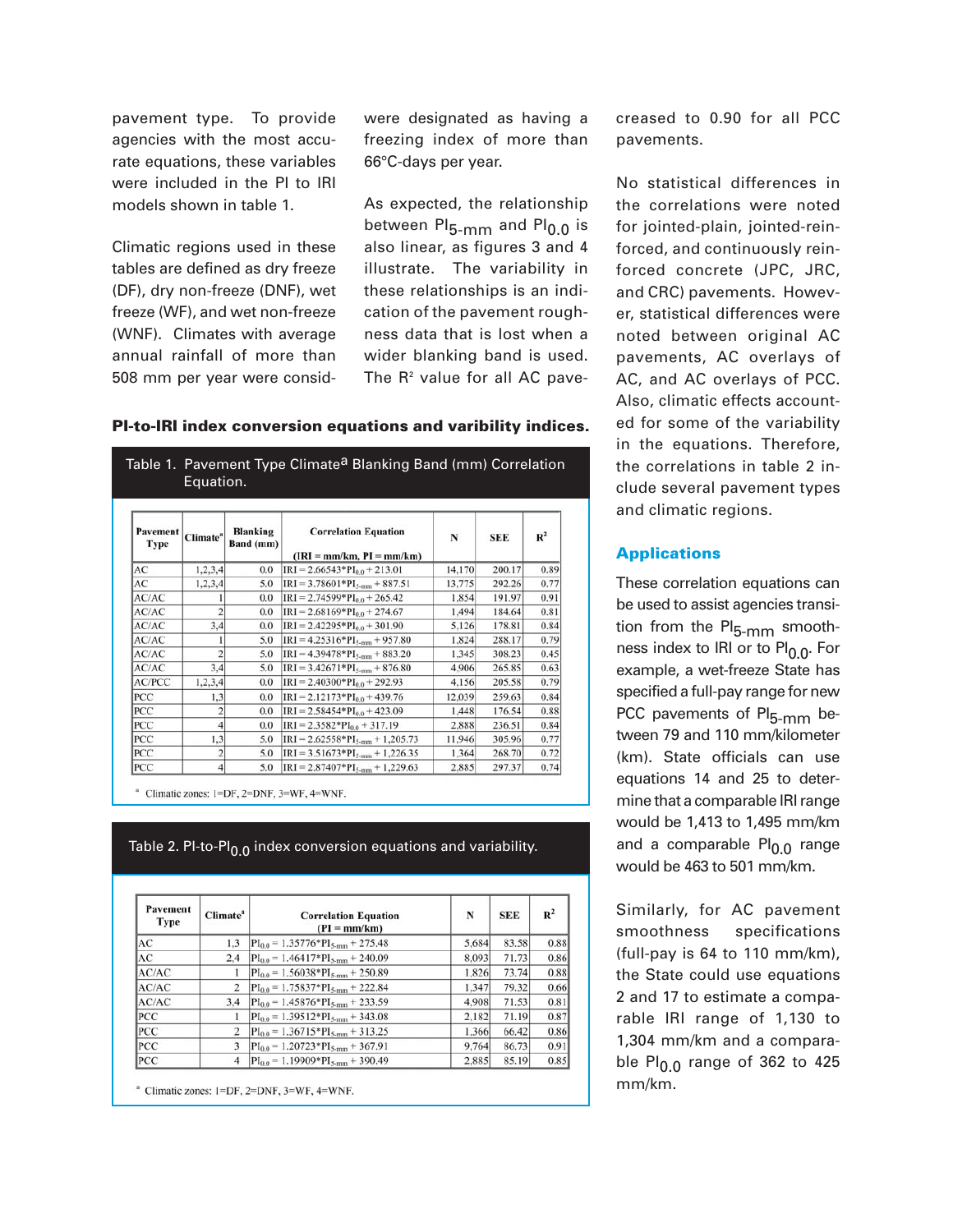pavement type. To provide agencies with the most accurate equations, these variables were included in the PI to IRI models shown in table 1.

Climatic regions used in these tables are defined as dry freeze (DF), dry non-freeze (DNF), wet freeze (WF), and wet non-freeze (WNF). Climates with average annual rainfall of more than 508 mm per year were considered wet, and regions were designated as having a freezing index of more than 66°C-days per year.

As expected, the relationship between $PI_{5\text{-}mm}$ and $PI_{0.0}$ is also linear, as figures 3 and 4 illustrate. The variability in these relationships is an indication of the pavement roughness data that is lost when a wider blanking band is used. The $R^2$ value for all AC pavements increased to 0.90 for all PCC pavements.

No statistical differences in the correlations were noted for jointed-plain, jointed-reinforced, and continuously reinforced concrete (JPC, JRC, and CRC) pavements. However, statistical differences were noted between original AC pavements, AC overlays of AC, and AC overlays of PCC. Also, climatic effects accounted for some of the variability in the equations. Therefore, the correlations in table 2 include several pavement types and climatic regions.

**PI-to-IRI index conversion equations and varibility indices.**

Table 1. Pavement Type Climate[a] Blanking Band (mm) Correlation Equation.

| Pavement Type | Climate[a] | Blanking Band (mm) | Correlation Equation (IRI = mm/km, PI = mm/km) | N | SEE | $R^2$ |
|---|---|---|---|---|---|---|
| AC | 1,2,3,4 | 0.0 | $IRI = 2.66543*PI_{0.0} + 213.01$ | 14,170 | 200.17 | 0.89 |
| AC | 1,2,3,4 | 5.0 | $IRI = 3.78601*PI_{5\text{-}mm} + 887.51$ | 13,775 | 292.26 | 0.77 |
| AC/AC | 1 | 0.0 | $IRI = 2.74599*PI_{0.0} + 265.42$ | 1,854 | 191.97 | 0.91 |
| AC/AC | 2 | 0.0 | $IRI = 2.68169*PI_{0.0} + 274.67$ | 1,494 | 184.64 | 0.81 |
| AC/AC | 3,4 | 0.0 | $IRI = 2.42295*PI_{0.0} + 301.90$ | 5,126 | 178.81 | 0.84 |
| AC/AC | 1 | 5.0 | $IRI = 4.25316*PI_{5\text{-}mm} + 957.80$ | 1,824 | 288.17 | 0.79 |
| AC/AC | 2 | 5.0 | $IRI = 4.39478*PI_{5\text{-}mm} + 883.20$ | 1,345 | 308.23 | 0.45 |
| AC/AC | 3,4 | 5.0 | $IRI = 3.42671*PI_{5\text{-}mm} + 876.80$ | 4,906 | 265.85 | 0.63 |
| AC/PCC | 1,2,3,4 | 0.0 | $IRI = 2.40300*PI_{0.0} + 292.93$ | 4,156 | 205.58 | 0.79 |
| PCC | 1,3 | 0.0 | $IRI = 2.12173*PI_{0.0} + 439.76$ | 12,039 | 259.63 | 0.84 |
| PCC | 2 | 0.0 | $IRI = 2.58454*PI_{0.0} + 423.09$ | 1,448 | 176.54 | 0.88 |
| PCC | 4 | 0.0 | $IRI = 2.3582*PI_{0.0} + 317.19$ | 2,888 | 236.51 | 0.84 |
| PCC | 1,3 | 5.0 | $IRI = 2.62558*PI_{5\text{-}mm} + 1,205.73$ | 11,946 | 305.96 | 0.77 |
| PCC | 2 | 5.0 | $IRI = 3.51673*PI_{5\text{-}mm} + 1,226.35$ | 1,364 | 268.70 | 0.72 |
| PCC | 4 | 5.0 | $IRI = 2.87407*PI_{5\text{-}mm} + 1,229.63$ | 2,885 | 297.37 | 0.74 |

[a] Climatic zones: 1=DF, 2=DNF, 3=WF, 4=WNF.

Table 2. PI-to-$PI_{0.0}$ index conversion equations and variability.

| Pavement Type | Climate[a] | Correlation Equation (PI = mm/km) | N | SEE | $R^2$ |
|---|---|---|---|---|---|
| AC | 1,3 | $PI_{0.0} = 1.35776*PI_{5\text{-}mm} + 275.48$ | 5,684 | 83.58 | 0.88 |
| AC | 2,4 | $PI_{0.0} = 1.46417*PI_{5\text{-}mm} + 240.09$ | 8,093 | 71.73 | 0.86 |
| AC/AC | 1 | $PI_{0.0} = 1.56038*PI_{5\text{-}mm} + 250.89$ | 1,826 | 73.74 | 0.88 |
| AC/AC | 2 | $PI_{0.0} = 1.75837*PI_{5\text{-}mm} + 222.84$ | 1,347 | 79.32 | 0.66 |
| AC/AC | 3,4 | $PI_{0.0} = 1.45876*PI_{5\text{-}mm} + 233.59$ | 4,908 | 71.53 | 0.81 |
| PCC | 1 | $PI_{0.0} = 1.39512*PI_{5\text{-}mm} + 343.08$ | 2,182 | 71.19 | 0.87 |
| PCC | 2 | $PI_{0.0} = 1.36715*PI_{5\text{-}mm} + 313.25$ | 1,366 | 66.42 | 0.86 |
| PCC | 3 | $PI_{0.0} = 1.20723*PI_{5\text{-}mm} + 367.91$ | 9,764 | 86.73 | 0.91 |
| PCC | 4 | $PI_{0.0} = 1.19909*PI_{5\text{-}mm} + 390.49$ | 2,885 | 85.19 | 0.85 |

[a] Climatic zones: 1=DF, 2=DNF, 3=WF, 4=WNF.

## Applications

These correlation equations can be used to assist agencies transition from the $PI_{5\text{-}mm}$ smoothness index to IRI or to $PI_{0.0}$. For example, a wet-freeze State has specified a full-pay range for new PCC pavements of $PI_{5\text{-}mm}$ between 79 and 110 mm/kilometer (km). State officials can use equations 14 and 25 to determine that a comparable IRI range would be 1,413 to 1,495 mm/km and a comparable $PI_{0.0}$ range would be 463 to 501 mm/km.

Similarly, for AC pavement smoothness specifications (full-pay is 64 to 110 mm/km), the State could use equations 2 and 17 to estimate a comparable IRI range of 1,130 to 1,304 mm/km and a comparable $PI_{0.0}$ range of 362 to 425 mm/km.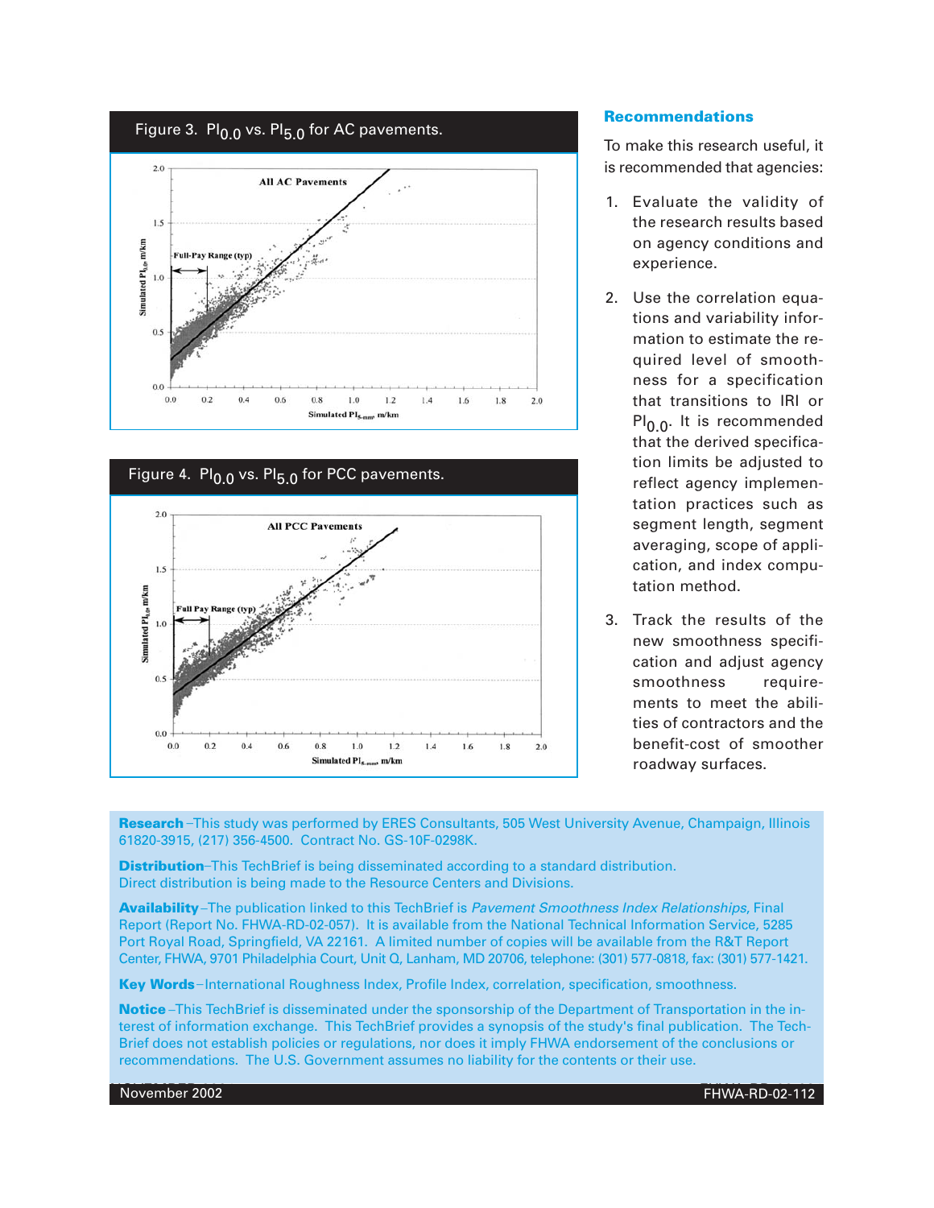Figure 3. $PI_{0.0}$ vs. $PI_{5.0}$ for AC pavements.

All AC Pavements

Full-Pay Range (typ)

Simulated $PI_{0.0}$, m/km

Simulated $PI_{5\text{-mm}}$, m/km

2.0
1.5
1.0
0.5
0.0

0.0 0.2 0.4 0.6 0.8 1.0 1.2 1.4 1.6 1.8 2.0

Figure 4. $PI_{0.0}$ vs. $PI_{5.0}$ for PCC pavements.

All PCC Pavements

Full Pay Range (typ)

Simulated $PI_{0.0}$, m/km

Simulated $PI_{5\text{-mm}}$, m/km

2.0
1.5
1.0
0.5
0.0

0.0 0.2 0.4 0.6 0.8 1.0 1.2 1.4 1.6 1.8 2.0

## Recommendations

To make this research useful, it is recommended that agencies:

1. Evaluate the validity of the research results based on agency conditions and experience.

2. Use the correlation equations and variability information to estimate the required level of smoothness for a specification that transitions to IRI or $PI_{0.0}$. It is recommended that the derived specification limits be adjusted to reflect agency implementation practices such as segment length, segment averaging, scope of application, and index computation method.

3. Track the results of the new smoothness specification and adjust agency smoothness requirements to meet the abilities of contractors and the benefit-cost of smoother roadway surfaces.

**Research**–This study was performed by ERES Consultants, 505 West University Avenue, Champaign, Illinois 61820-3915, (217) 356-4500. Contract No. GS-10F-0298K.

**Distribution**–This TechBrief is being disseminated according to a standard distribution. Direct distribution is being made to the Resource Centers and Divisions.

**Availability**–The publication linked to this TechBrief is *Pavement Smoothness Index Relationships*, Final Report (Report No. FHWA-RD-02-057). It is available from the National Technical Information Service, 5285 Port Royal Road, Springfield, VA 22161. A limited number of copies will be available from the R&T Report Center, FHWA, 9701 Philadelphia Court, Unit Q, Lanham, MD 20706, telephone: (301) 577-0818, fax: (301) 577-1421.

**Key Words**–International Roughness Index, Profile Index, correlation, specification, smoothness.

**Notice**–This TechBrief is disseminated under the sponsorship of the Department of Transportation in the interest of information exchange. This TechBrief provides a synopsis of the study's final publication. The TechBrief does not establish policies or regulations, nor does it imply FHWA endorsement of the conclusions or recommendations. The U.S. Government assumes no liability for the contents or their use.

November 2002 FHWA-RD-02-112